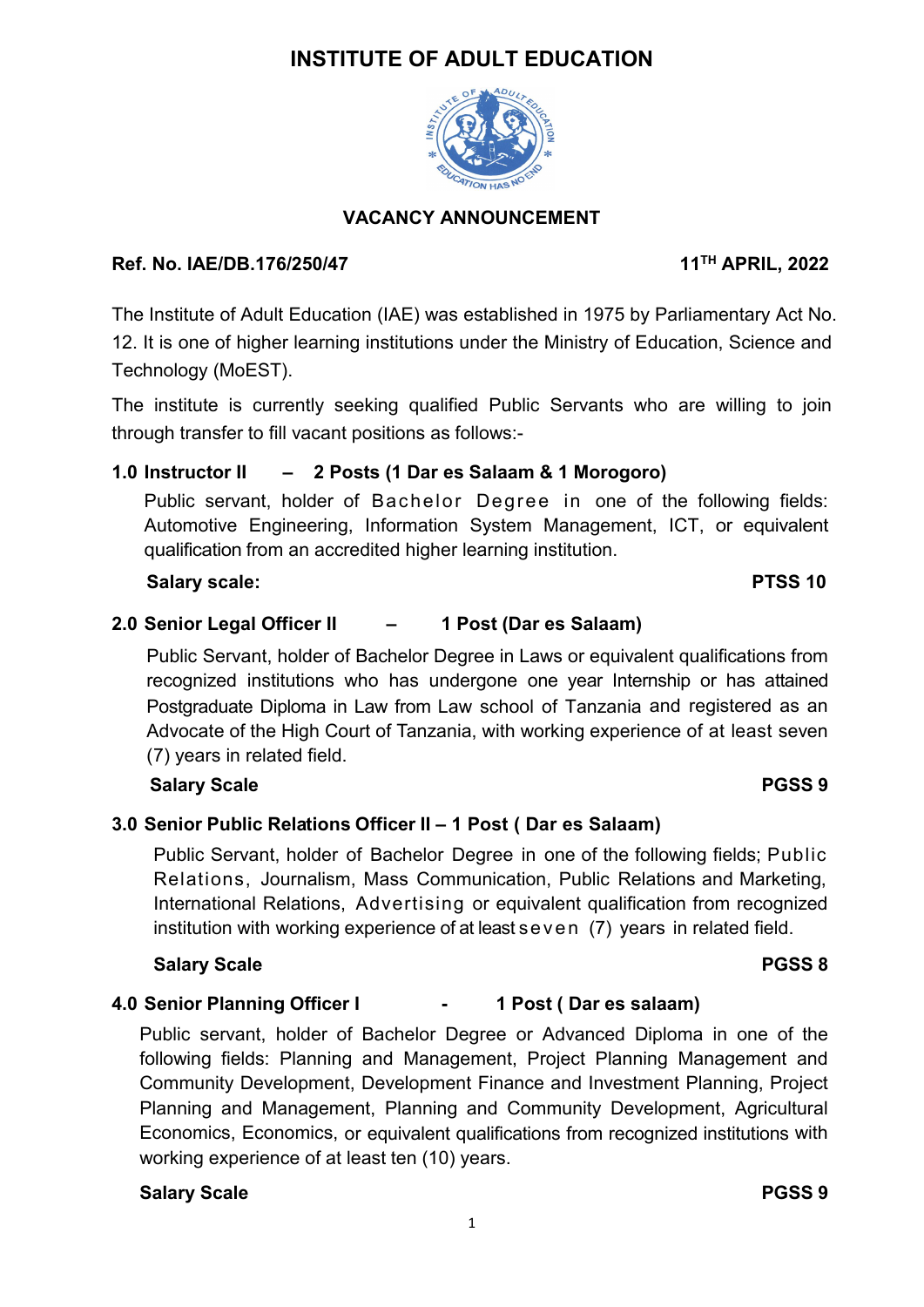# INSTITUTE OF ADULT EDUCATION

## VACANCY ANNOUNCEMENT

**Ref. No. IAE/DB.176/250/47** **11TH APRIL, 2022**

The Institute of Adult Education (IAE) was established in 1975 by Parliamentary Act No. 12. It is one of higher learning institutions under the Ministry of Education, Science and Technology (MoEST).

The institute is currently seeking qualified Public Servants who are willing to join through transfer to fill vacant positions as follows:-

### 1.0 Instructor II – 2 Posts (1 Dar es Salaam & 1 Morogoro)

Public servant, holder of Bachelor Degree in one of the following fields: Automotive Engineering, Information System Management, ICT, or equivalent qualification from an accredited higher learning institution.

**Salary scale:** **PTSS 10**

### 2.0 Senior Legal Officer II – 1 Post (Dar es Salaam)

Public Servant, holder of Bachelor Degree in Laws or equivalent qualifications from recognized institutions who has undergone one year Internship or has attained Postgraduate Diploma in Law from Law school of Tanzania and registered as an Advocate of the High Court of Tanzania, with working experience of at least seven (7) years in related field.

**Salary Scale** **PGSS 9**

### 3.0 Senior Public Relations Officer II – 1 Post ( Dar es Salaam)

Public Servant, holder of Bachelor Degree in one of the following fields; Public Relations, Journalism, Mass Communication, Public Relations and Marketing, International Relations, Advertising or equivalent qualification from recognized institution with working experience of at least seven (7) years in related field.

**Salary Scale** **PGSS 8**

### 4.0 Senior Planning Officer I - 1 Post ( Dar es salaam)

Public servant, holder of Bachelor Degree or Advanced Diploma in one of the following fields: Planning and Management, Project Planning Management and Community Development, Development Finance and Investment Planning, Project Planning and Management, Planning and Community Development, Agricultural Economics, Economics, or equivalent qualifications from recognized institutions with working experience of at least ten (10) years.

**Salary Scale** **PGSS 9**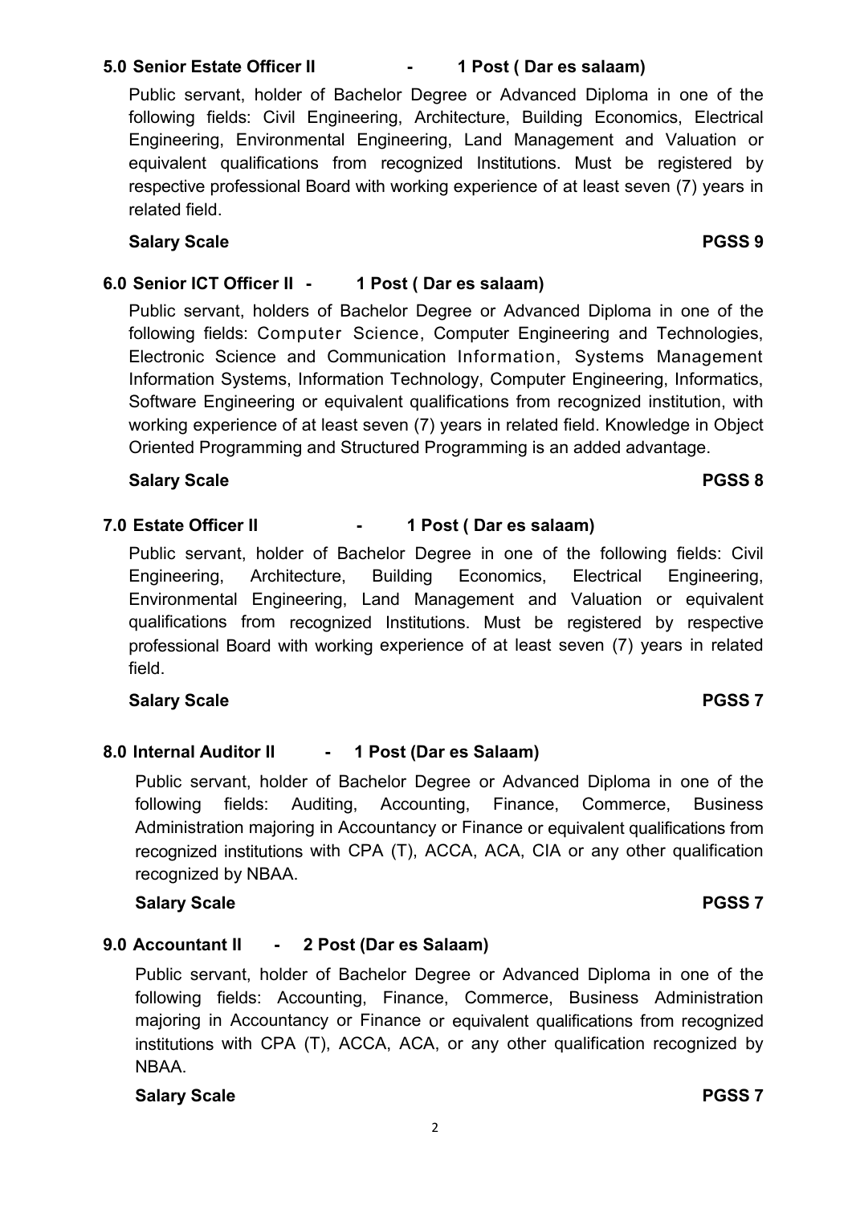### 5.0 Senior Estate Officer II - 1 Post ( Dar es salaam)

Public servant, holder of Bachelor Degree or Advanced Diploma in one of the following fields: Civil Engineering, Architecture, Building Economics, Electrical Engineering, Environmental Engineering, Land Management and Valuation or equivalent qualifications from recognized Institutions. Must be registered by respective professional Board with working experience of at least seven (7) years in related field.

**Salary Scale PGSS 9**

### 6.0 Senior ICT Officer II - 1 Post ( Dar es salaam)

Public servant, holders of Bachelor Degree or Advanced Diploma in one of the following fields: Computer Science, Computer Engineering and Technologies, Electronic Science and Communication Information, Systems Management Information Systems, Information Technology, Computer Engineering, Informatics, Software Engineering or equivalent qualifications from recognized institution, with working experience of at least seven (7) years in related field. Knowledge in Object Oriented Programming and Structured Programming is an added advantage.

**Salary Scale PGSS 8**

### 7.0 Estate Officer II - 1 Post ( Dar es salaam)

Public servant, holder of Bachelor Degree in one of the following fields: Civil Engineering, Architecture, Building Economics, Electrical Engineering, Environmental Engineering, Land Management and Valuation or equivalent qualifications from recognized Institutions. Must be registered by respective professional Board with working experience of at least seven (7) years in related field.

**Salary Scale PGSS 7**

### 8.0 Internal Auditor II - 1 Post (Dar es Salaam)

Public servant, holder of Bachelor Degree or Advanced Diploma in one of the following fields: Auditing, Accounting, Finance, Commerce, Business Administration majoring in Accountancy or Finance or equivalent qualifications from recognized institutions with CPA (T), ACCA, ACA, CIA or any other qualification recognized by NBAA.

**Salary Scale PGSS 7**

### 9.0 Accountant II - 2 Post (Dar es Salaam)

Public servant, holder of Bachelor Degree or Advanced Diploma in one of the following fields: Accounting, Finance, Commerce, Business Administration majoring in Accountancy or Finance or equivalent qualifications from recognized institutions with CPA (T), ACCA, ACA, or any other qualification recognized by NBAA.

**Salary Scale PGSS 7**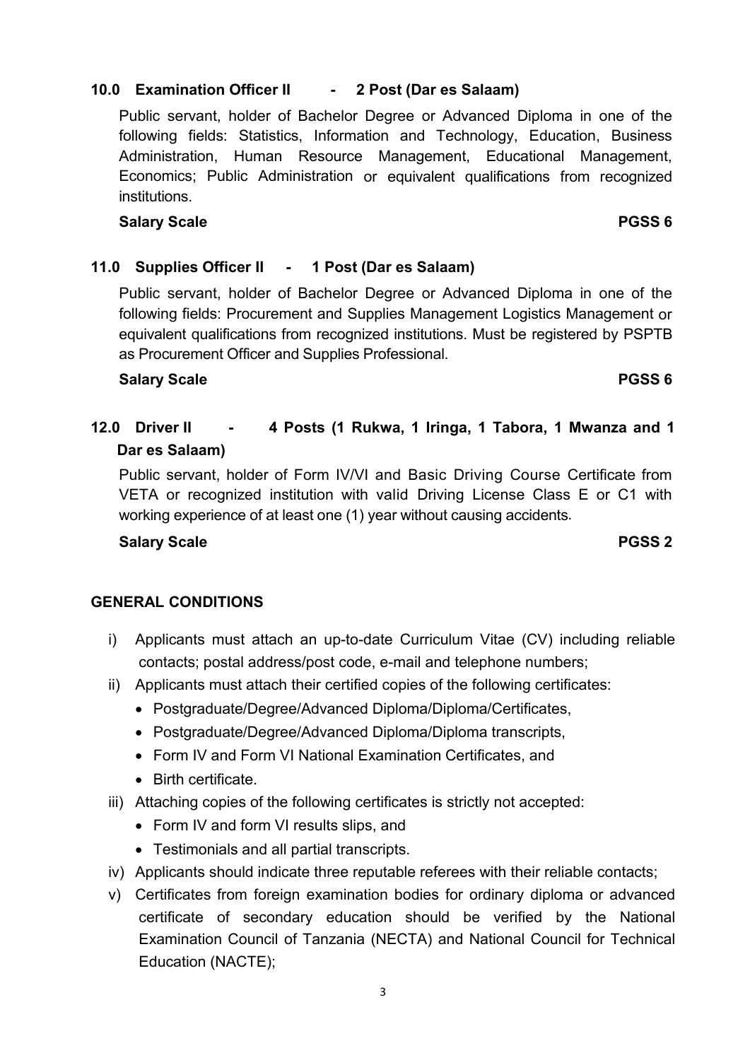### 10.0 Examination Officer II - 2 Post (Dar es Salaam)

Public servant, holder of Bachelor Degree or Advanced Diploma in one of the following fields: Statistics, Information and Technology, Education, Business Administration, Human Resource Management, Educational Management, Economics; Public Administration or equivalent qualifications from recognized institutions.

**Salary Scale** **PGSS 6**

### 11.0 Supplies Officer II - 1 Post (Dar es Salaam)

Public servant, holder of Bachelor Degree or Advanced Diploma in one of the following fields: Procurement and Supplies Management Logistics Management or equivalent qualifications from recognized institutions. Must be registered by PSPTB as Procurement Officer and Supplies Professional.

**Salary Scale** **PGSS 6**

### 12.0 Driver II - 4 Posts (1 Rukwa, 1 Iringa, 1 Tabora, 1 Mwanza and 1 Dar es Salaam)

Public servant, holder of Form IV/VI and Basic Driving Course Certificate from VETA or recognized institution with valid Driving License Class E or C1 with working experience of at least one (1) year without causing accidents.

**Salary Scale** **PGSS 2**

## GENERAL CONDITIONS

i) Applicants must attach an up-to-date Curriculum Vitae (CV) including reliable contacts; postal address/post code, e-mail and telephone numbers;

ii) Applicants must attach their certified copies of the following certificates:
- Postgraduate/Degree/Advanced Diploma/Diploma/Certificates,
- Postgraduate/Degree/Advanced Diploma/Diploma transcripts,
- Form IV and Form VI National Examination Certificates, and
- Birth certificate.

iii) Attaching copies of the following certificates is strictly not accepted:
- Form IV and form VI results slips, and
- Testimonials and all partial transcripts.

iv) Applicants should indicate three reputable referees with their reliable contacts;

v) Certificates from foreign examination bodies for ordinary diploma or advanced certificate of secondary education should be verified by the National Examination Council of Tanzania (NECTA) and National Council for Technical Education (NACTE);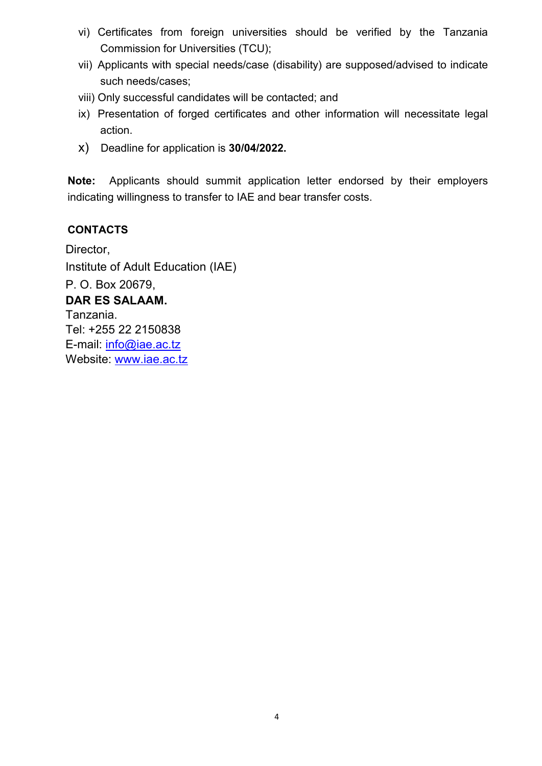vi) Certificates from foreign universities should be verified by the Tanzania Commission for Universities (TCU);

vii) Applicants with special needs/case (disability) are supposed/advised to indicate such needs/cases;

viii) Only successful candidates will be contacted; and

ix) Presentation of forged certificates and other information will necessitate legal action.

x) Deadline for application is **30/04/2022.**

**Note:** Applicants should summit application letter endorsed by their employers indicating willingness to transfer to IAE and bear transfer costs.

**CONTACTS**

Director,
Institute of Adult Education (IAE)
P. O. Box 20679,
**DAR ES SALAAM.**
Tanzania.
Tel: +255 22 2150838
E-mail: info@iae.ac.tz
Website: www.iae.ac.tz